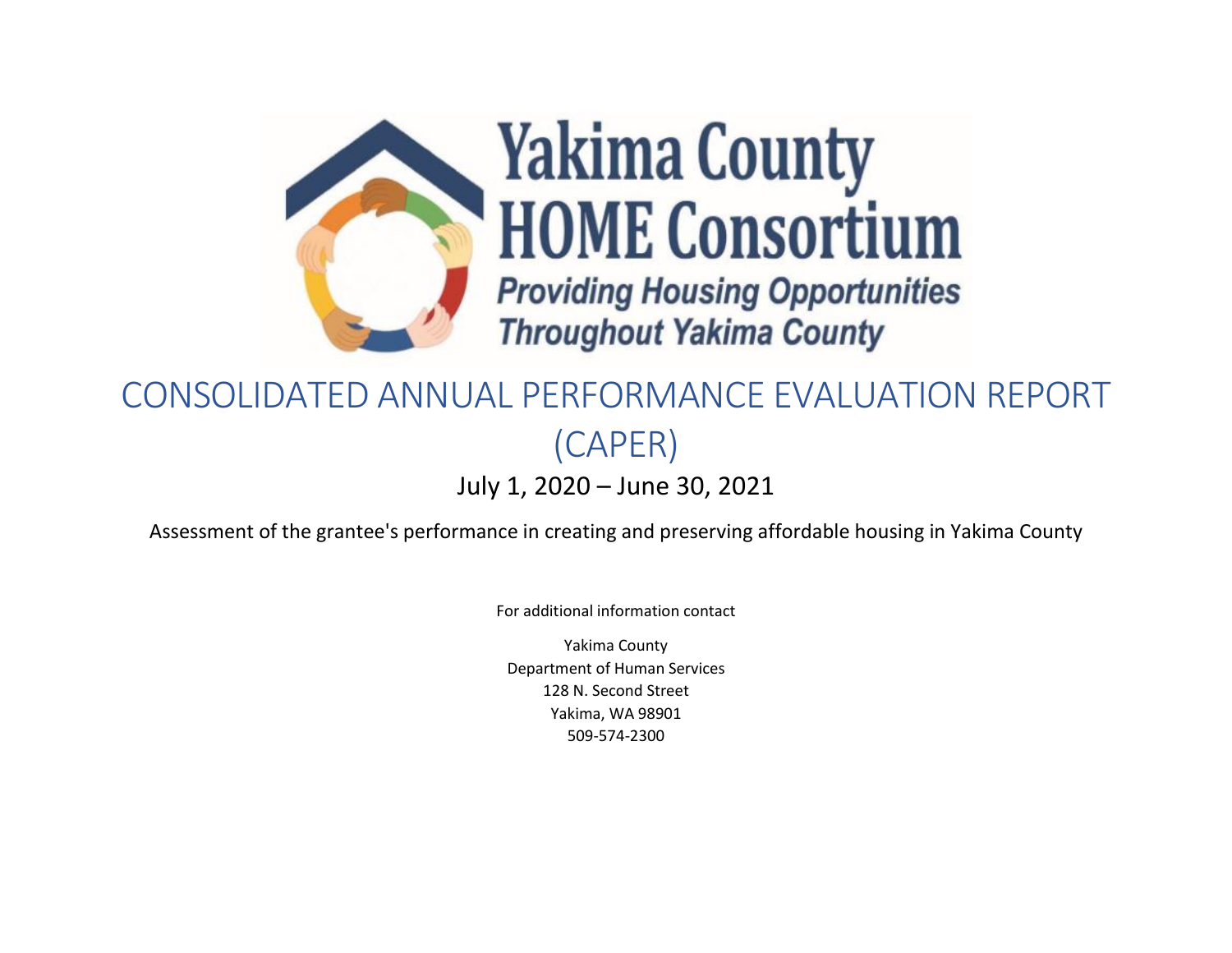# Yakima County HOME Consortium

***Providing Housing Opportunities Throughout Yakima County***

# CONSOLIDATED ANNUAL PERFORMANCE EVALUATION REPORT (CAPER)

## July 1, 2020 – June 30, 2021

Assessment of the grantee's performance in creating and preserving affordable housing in Yakima County

For additional information contact

Yakima County
Department of Human Services
128 N. Second Street
Yakima, WA 98901
509-574-2300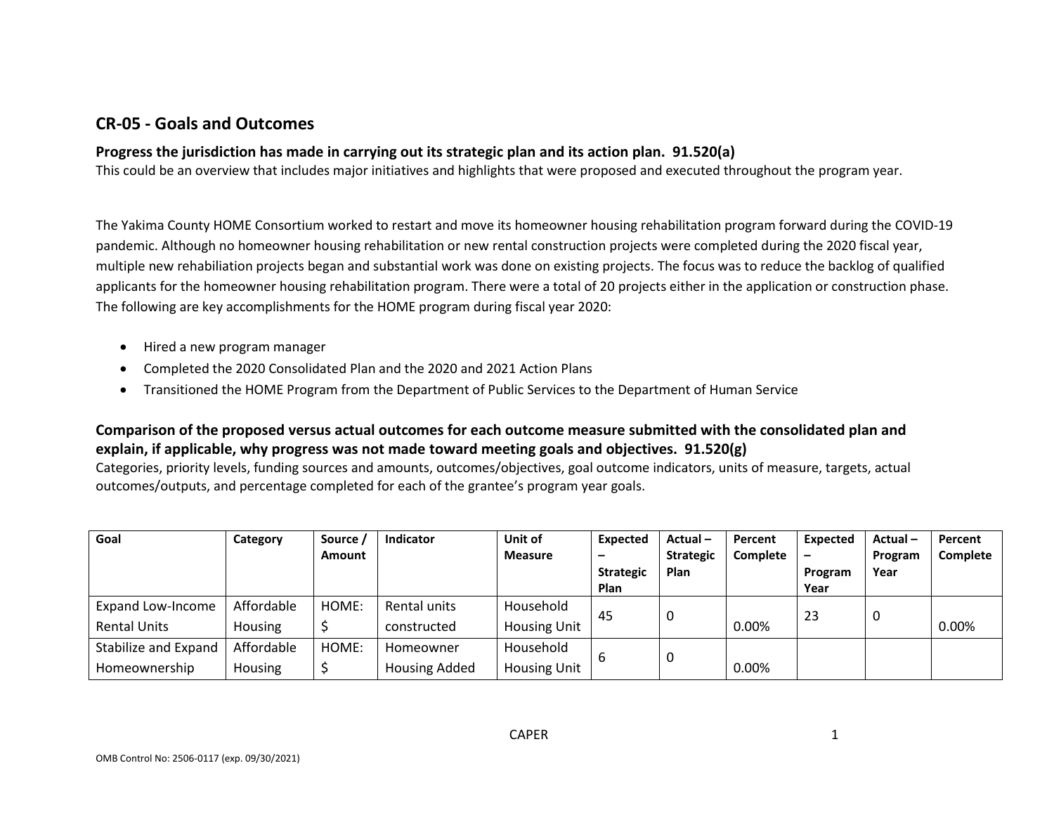## CR-05 - Goals and Outcomes

### Progress the jurisdiction has made in carrying out its strategic plan and its action plan. 91.520(a)

This could be an overview that includes major initiatives and highlights that were proposed and executed throughout the program year.

The Yakima County HOME Consortium worked to restart and move its homeowner housing rehabilitation program forward during the COVID-19 pandemic. Although no homeowner housing rehabilitation or new rental construction projects were completed during the 2020 fiscal year, multiple new rehabiliation projects began and substantial work was done on existing projects. The focus was to reduce the backlog of qualified applicants for the homeowner housing rehabilitation program. There were a total of 20 projects either in the application or construction phase. The following are key accomplishments for the HOME program during fiscal year 2020:

- Hired a new program manager
- Completed the 2020 Consolidated Plan and the 2020 and 2021 Action Plans
- Transitioned the HOME Program from the Department of Public Services to the Department of Human Service

### Comparison of the proposed versus actual outcomes for each outcome measure submitted with the consolidated plan and explain, if applicable, why progress was not made toward meeting goals and objectives. 91.520(g)

Categories, priority levels, funding sources and amounts, outcomes/objectives, goal outcome indicators, units of measure, targets, actual outcomes/outputs, and percentage completed for each of the grantee's program year goals.

| Goal | Category | Source / Amount | Indicator | Unit of Measure | Expected – Strategic Plan | Actual – Strategic Plan | Percent Complete | Expected – Program Year | Actual – Program Year | Percent Complete |
|---|---|---|---|---|---|---|---|---|---|---|
| Expand Low-Income Rental Units | Affordable Housing | HOME: $ | Rental units constructed | Household Housing Unit | 45 | 0 | 0.00% | 23 | 0 | 0.00% |
| Stabilize and Expand Homeownership | Affordable Housing | HOME: $ | Homeowner Housing Added | Household Housing Unit | 6 | 0 | 0.00% | | | |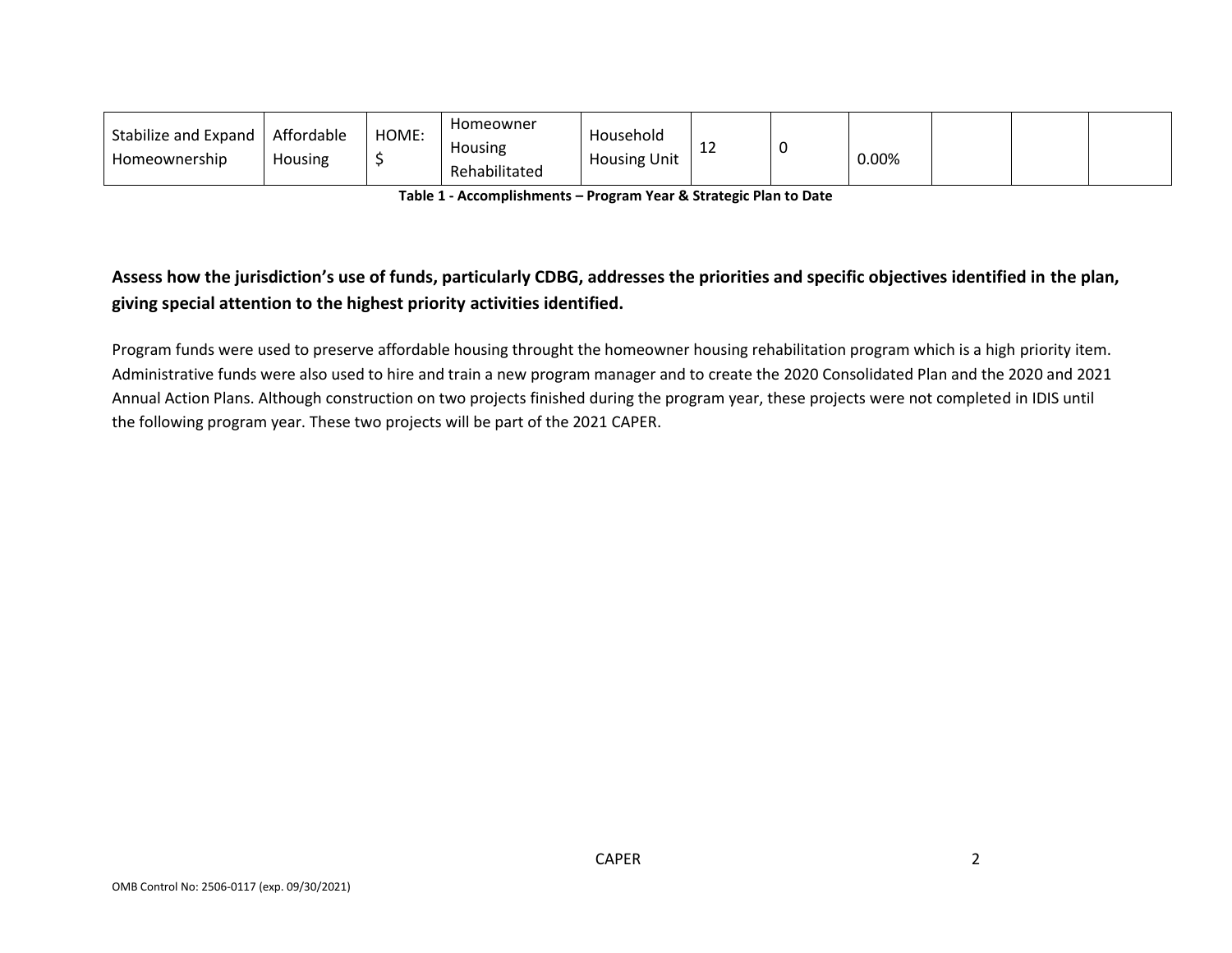| Stabilize and Expand Homeownership | Affordable Housing | HOME: $ | Homeowner Housing Rehabilitated | Household Housing Unit | 12 | 0 | 0.00% | | | |
|---|---|---|---|---|---|---|---|---|---|---|

**Table 1 - Accomplishments – Program Year & Strategic Plan to Date**

**Assess how the jurisdiction's use of funds, particularly CDBG, addresses the priorities and specific objectives identified in the plan, giving special attention to the highest priority activities identified.**

Program funds were used to preserve affordable housing throught the homeowner housing rehabilitation program which is a high priority item. Administrative funds were also used to hire and train a new program manager and to create the 2020 Consolidated Plan and the 2020 and 2021 Annual Action Plans. Although construction on two projects finished during the program year, these projects were not completed in IDIS until the following program year. These two projects will be part of the 2021 CAPER.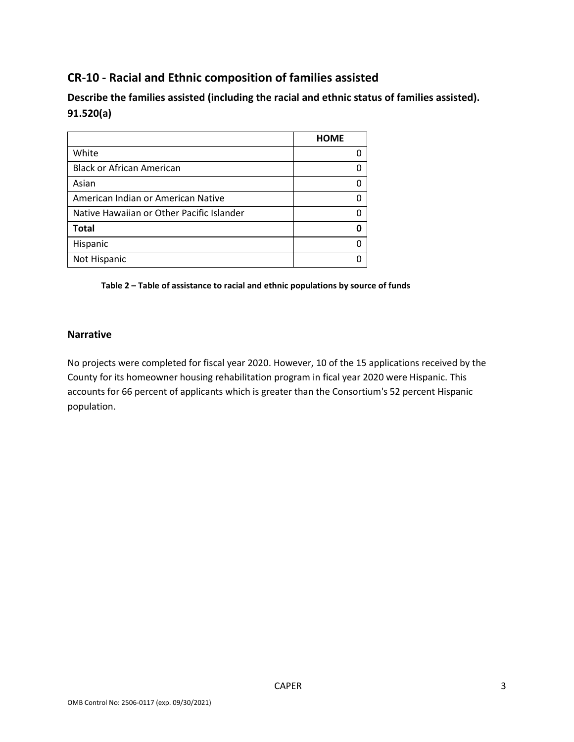## CR-10 - Racial and Ethnic composition of families assisted

### Describe the families assisted (including the racial and ethnic status of families assisted). 91.520(a)

| | HOME |
|---|---|
| White | 0 |
| Black or African American | 0 |
| Asian | 0 |
| American Indian or American Native | 0 |
| Native Hawaiian or Other Pacific Islander | 0 |
| **Total** | **0** |
| Hispanic | 0 |
| Not Hispanic | 0 |

**Table 2 – Table of assistance to racial and ethnic populations by source of funds**

### Narrative

No projects were completed for fiscal year 2020. However, 10 of the 15 applications received by the County for its homeowner housing rehabilitation program in fical year 2020 were Hispanic. This accounts for 66 percent of applicants which is greater than the Consortium's 52 percent Hispanic population.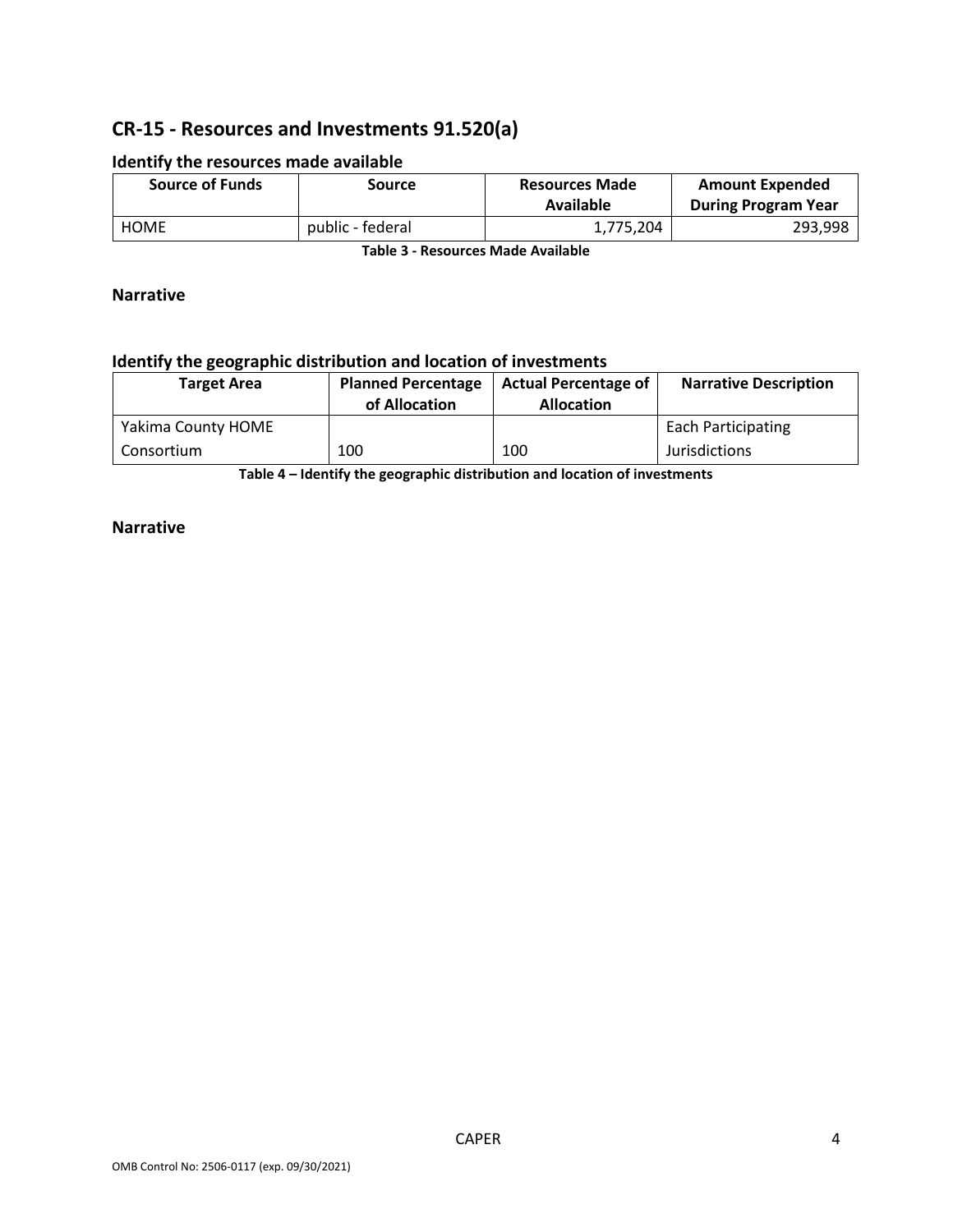## CR-15 - Resources and Investments 91.520(a)

### Identify the resources made available

| Source of Funds | Source | Resources Made Available | Amount Expended During Program Year |
|---|---|---|---|
| HOME | public - federal | 1,775,204 | 293,998 |

**Table 3 - Resources Made Available**

**Narrative**

### Identify the geographic distribution and location of investments

| Target Area | Planned Percentage of Allocation | Actual Percentage of Allocation | Narrative Description |
|---|---|---|---|
| Yakima County HOME Consortium | 100 | 100 | Each Participating Jurisdictions |

**Table 4 – Identify the geographic distribution and location of investments**

**Narrative**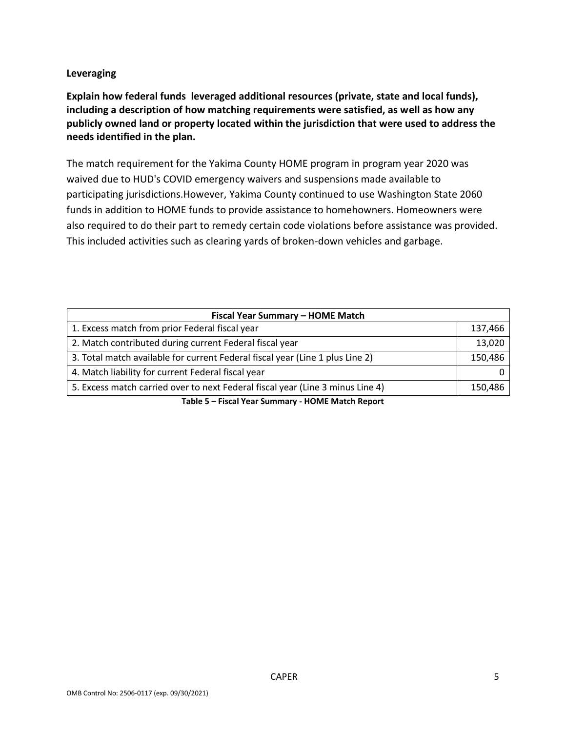**Leveraging**

**Explain how federal funds leveraged additional resources (private, state and local funds), including a description of how matching requirements were satisfied, as well as how any publicly owned land or property located within the jurisdiction that were used to address the needs identified in the plan.**

The match requirement for the Yakima County HOME program in program year 2020 was waived due to HUD's COVID emergency waivers and suspensions made available to participating jurisdictions.However, Yakima County continued to use Washington State 2060 funds in addition to HOME funds to provide assistance to homehowners. Homeowners were also required to do their part to remedy certain code violations before assistance was provided. This included activities such as clearing yards of broken-down vehicles and garbage.

| Fiscal Year Summary – HOME Match | |
|---|---|
| 1. Excess match from prior Federal fiscal year | 137,466 |
| 2. Match contributed during current Federal fiscal year | 13,020 |
| 3. Total match available for current Federal fiscal year (Line 1 plus Line 2) | 150,486 |
| 4. Match liability for current Federal fiscal year | 0 |
| 5. Excess match carried over to next Federal fiscal year (Line 3 minus Line 4) | 150,486 |

**Table 5 – Fiscal Year Summary - HOME Match Report**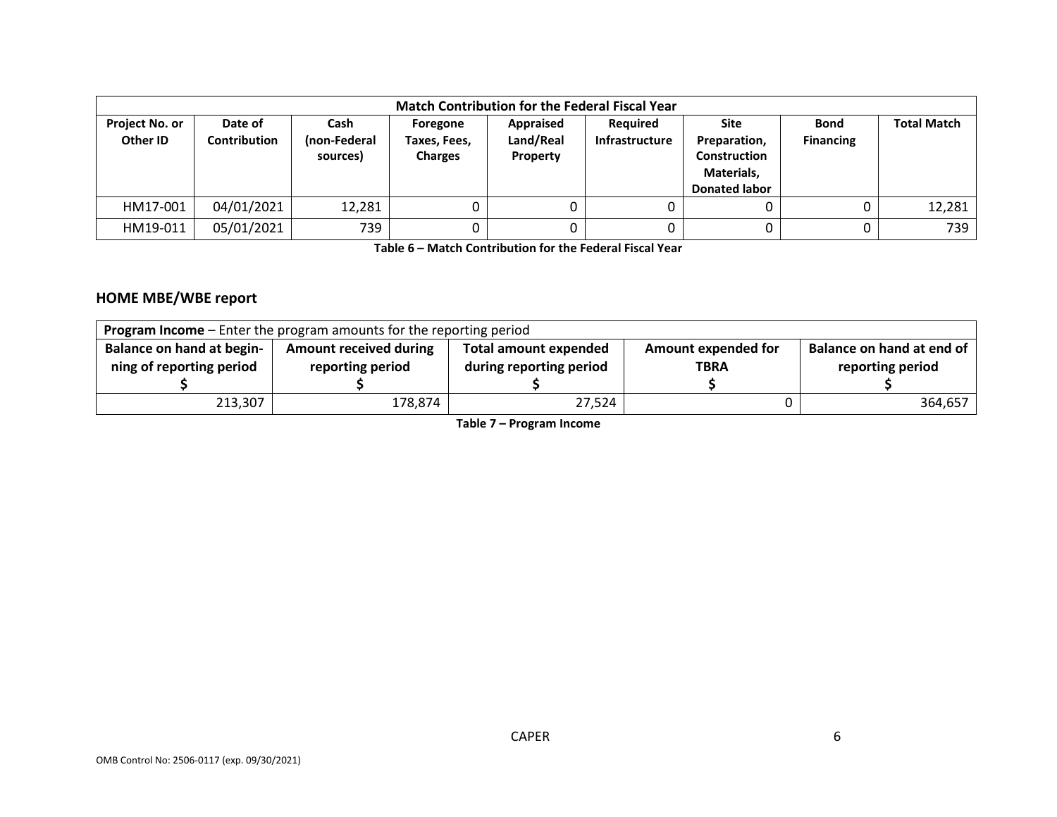| Match Contribution for the Federal Fiscal Year | | | | | | | | |
|---|---|---|---|---|---|---|---|---|
| Project No. or Other ID | Date of Contribution | Cash (non-Federal sources) | Foregone Taxes, Fees, Charges | Appraised Land/Real Property | Required Infrastructure | Site Preparation, Construction Materials, Donated labor | Bond Financing | Total Match |
| HM17-001 | 04/01/2021 | 12,281 | 0 | 0 | 0 | 0 | 0 | 12,281 |
| HM19-011 | 05/01/2021 | 739 | 0 | 0 | 0 | 0 | 0 | 739 |

**Table 6 – Match Contribution for the Federal Fiscal Year**

## HOME MBE/WBE report

| **Program Income** – Enter the program amounts for the reporting period | | | | |
|---|---|---|---|---|
| Balance on hand at beginning of reporting period $ | Amount received during reporting period $ | Total amount expended during reporting period $ | Amount expended for TBRA $ | Balance on hand at end of reporting period $ |
| 213,307 | 178,874 | 27,524 | 0 | 364,657 |

**Table 7 – Program Income**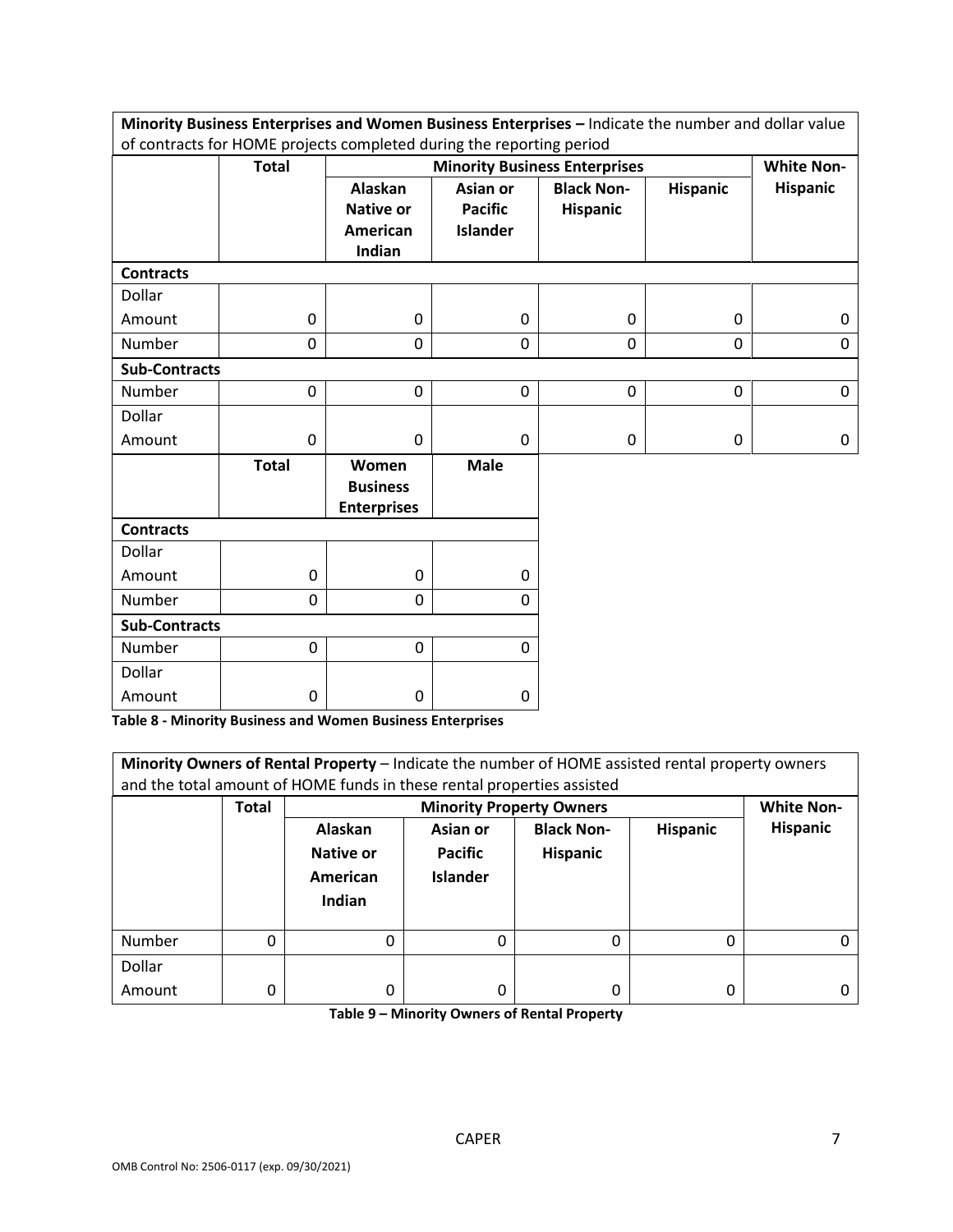| **Minority Business Enterprises and Women Business Enterprises –** Indicate the number and dollar value of contracts for HOME projects completed during the reporting period | | | | | | |
|---|---|---|---|---|---|---|
| | **Total** | **Minority Business Enterprises** | | | | **White Non-Hispanic** |
| | | **Alaskan Native or American Indian** | **Asian or Pacific Islander** | **Black Non-Hispanic** | **Hispanic** | |
| **Contracts** | | | | | | |
| Dollar Amount | 0 | 0 | 0 | 0 | 0 | 0 |
| Number | 0 | 0 | 0 | 0 | 0 | 0 |
| **Sub-Contracts** | | | | | | |
| Number | 0 | 0 | 0 | 0 | 0 | 0 |
| Dollar Amount | 0 | 0 | 0 | 0 | 0 | 0 |

| | **Total** | **Women Business Enterprises** | **Male** |
|---|---|---|---|
| **Contracts** | | | |
| Dollar Amount | 0 | 0 | 0 |
| Number | 0 | 0 | 0 |
| **Sub-Contracts** | | | |
| Number | 0 | 0 | 0 |
| Dollar Amount | 0 | 0 | 0 |

**Table 8 - Minority Business and Women Business Enterprises**

| **Minority Owners of Rental Property** – Indicate the number of HOME assisted rental property owners and the total amount of HOME funds in these rental properties assisted | | | | | | |
|---|---|---|---|---|---|---|
| | **Total** | **Minority Property Owners** | | | | **White Non-Hispanic** |
| | | **Alaskan Native or American Indian** | **Asian or Pacific Islander** | **Black Non-Hispanic** | **Hispanic** | |
| Number | 0 | 0 | 0 | 0 | 0 | 0 |
| Dollar Amount | 0 | 0 | 0 | 0 | 0 | 0 |

**Table 9 – Minority Owners of Rental Property**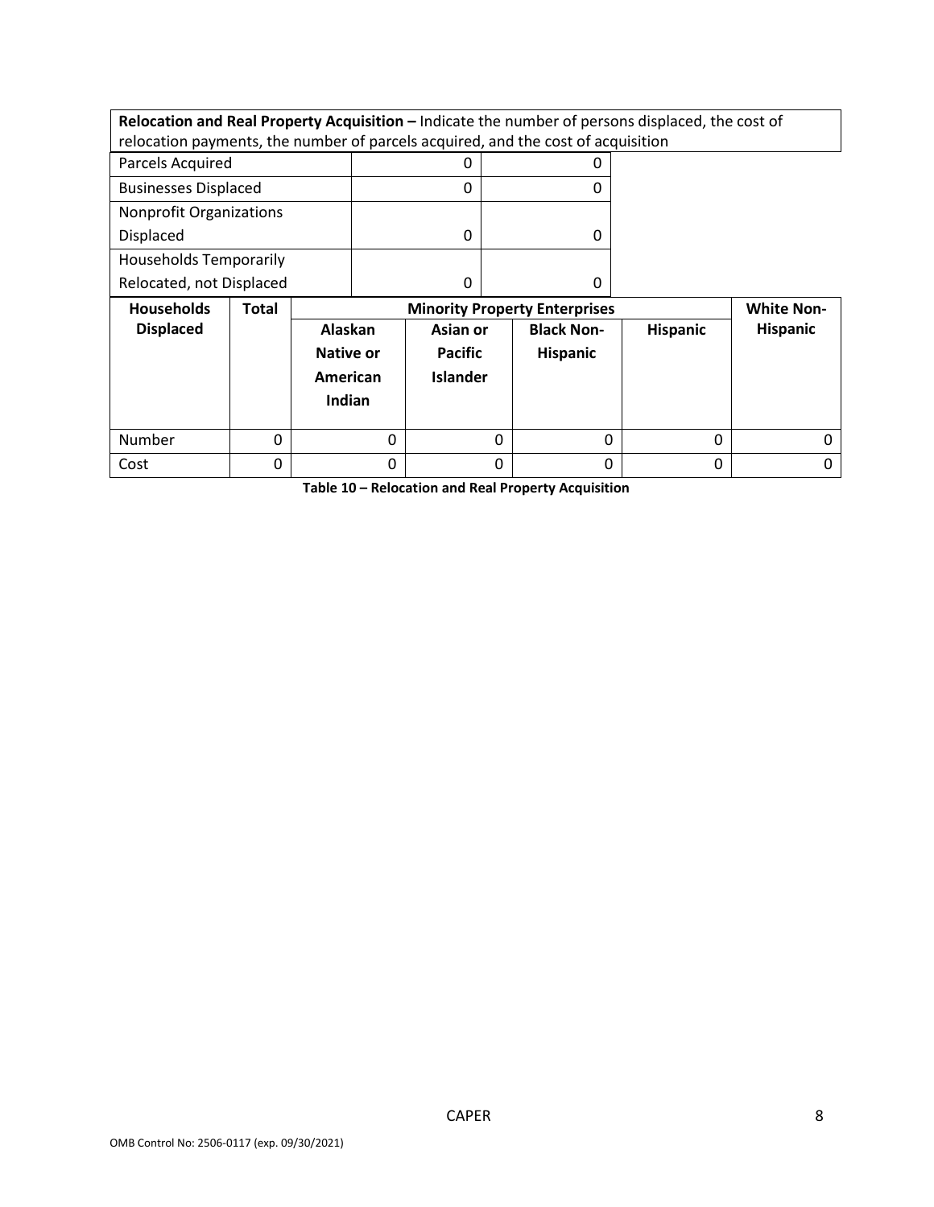**Relocation and Real Property Acquisition –** Indicate the number of persons displaced, the cost of relocation payments, the number of parcels acquired, and the cost of acquisition

| | | |
|---|---|---|
| Parcels Acquired | 0 | 0 |
| Businesses Displaced | 0 | 0 |
| Nonprofit Organizations Displaced | 0 | 0 |
| Households Temporarily Relocated, not Displaced | 0 | 0 |

| Households Displaced | Total | Minority Property Enterprises | | | | White Non-Hispanic |
|---|---|---|---|---|---|---|
| | | Alaskan Native or American Indian | Asian or Pacific Islander | Black Non-Hispanic | Hispanic | |
| Number | 0 | 0 | 0 | 0 | 0 | 0 |
| Cost | 0 | 0 | 0 | 0 | 0 | 0 |

**Table 10 – Relocation and Real Property Acquisition**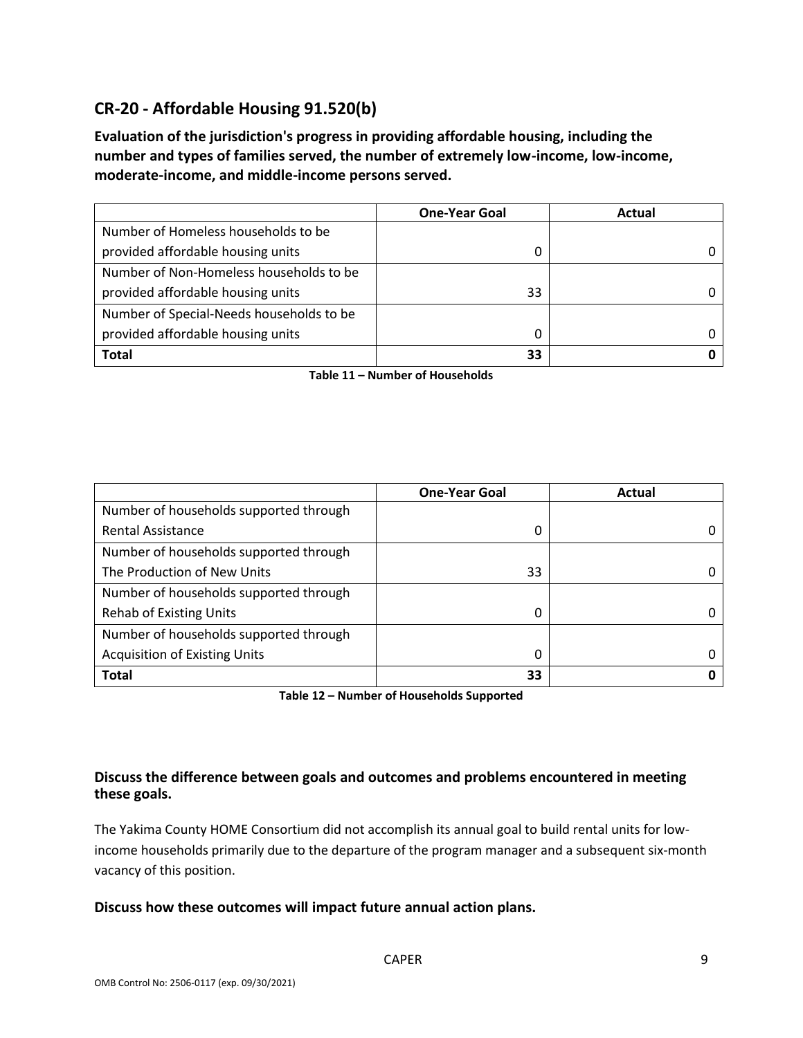## CR-20 - Affordable Housing 91.520(b)

**Evaluation of the jurisdiction's progress in providing affordable housing, including the number and types of families served, the number of extremely low-income, low-income, moderate-income, and middle-income persons served.**

| | One-Year Goal | Actual |
|---|---|---|
| Number of Homeless households to be provided affordable housing units | 0 | 0 |
| Number of Non-Homeless households to be provided affordable housing units | 33 | 0 |
| Number of Special-Needs households to be provided affordable housing units | 0 | 0 |
| **Total** | **33** | **0** |

**Table 11 – Number of Households**

| | One-Year Goal | Actual |
|---|---|---|
| Number of households supported through Rental Assistance | 0 | 0 |
| Number of households supported through The Production of New Units | 33 | 0 |
| Number of households supported through Rehab of Existing Units | 0 | 0 |
| Number of households supported through Acquisition of Existing Units | 0 | 0 |
| **Total** | **33** | **0** |

**Table 12 – Number of Households Supported**

### Discuss the difference between goals and outcomes and problems encountered in meeting these goals.

The Yakima County HOME Consortium did not accomplish its annual goal to build rental units for low-income households primarily due to the departure of the program manager and a subsequent six-month vacancy of this position.

### Discuss how these outcomes will impact future annual action plans.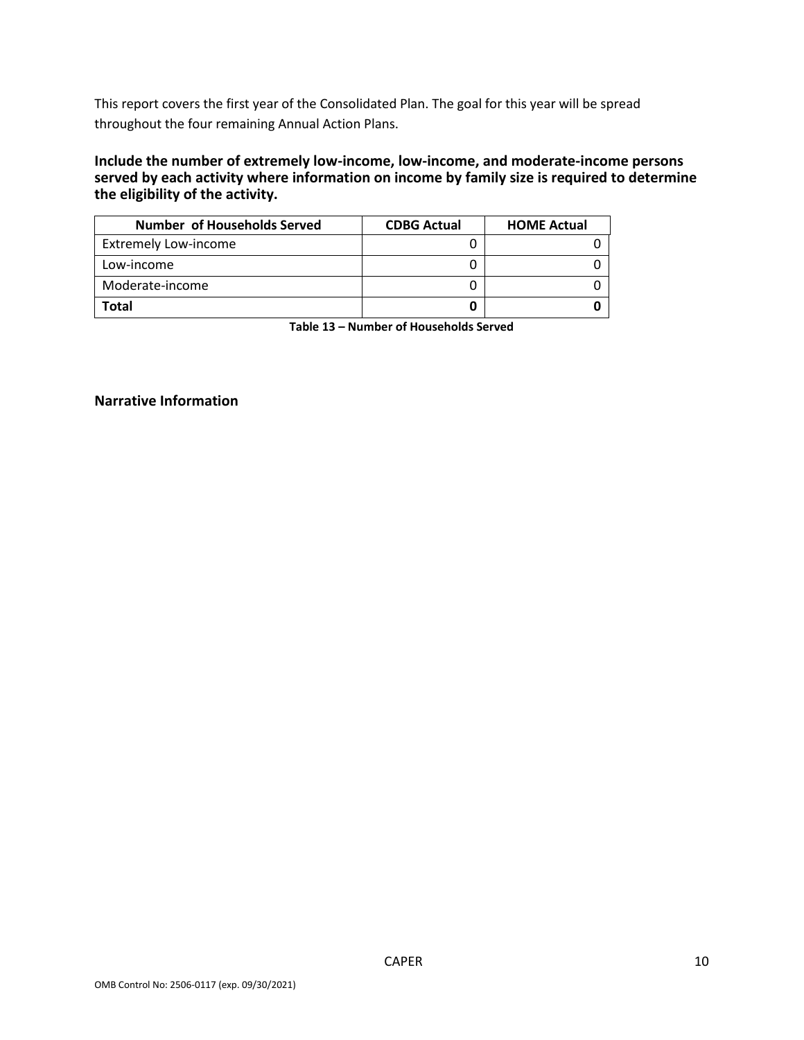This report covers the first year of the Consolidated Plan. The goal for this year will be spread throughout the four remaining Annual Action Plans.

**Include the number of extremely low-income, low-income, and moderate-income persons served by each activity where information on income by family size is required to determine the eligibility of the activity.**

| Number of Households Served | CDBG Actual | HOME Actual |
|---|---|---|
| Extremely Low-income | 0 | 0 |
| Low-income | 0 | 0 |
| Moderate-income | 0 | 0 |
| **Total** | **0** | **0** |

**Table 13 – Number of Households Served**

**Narrative Information**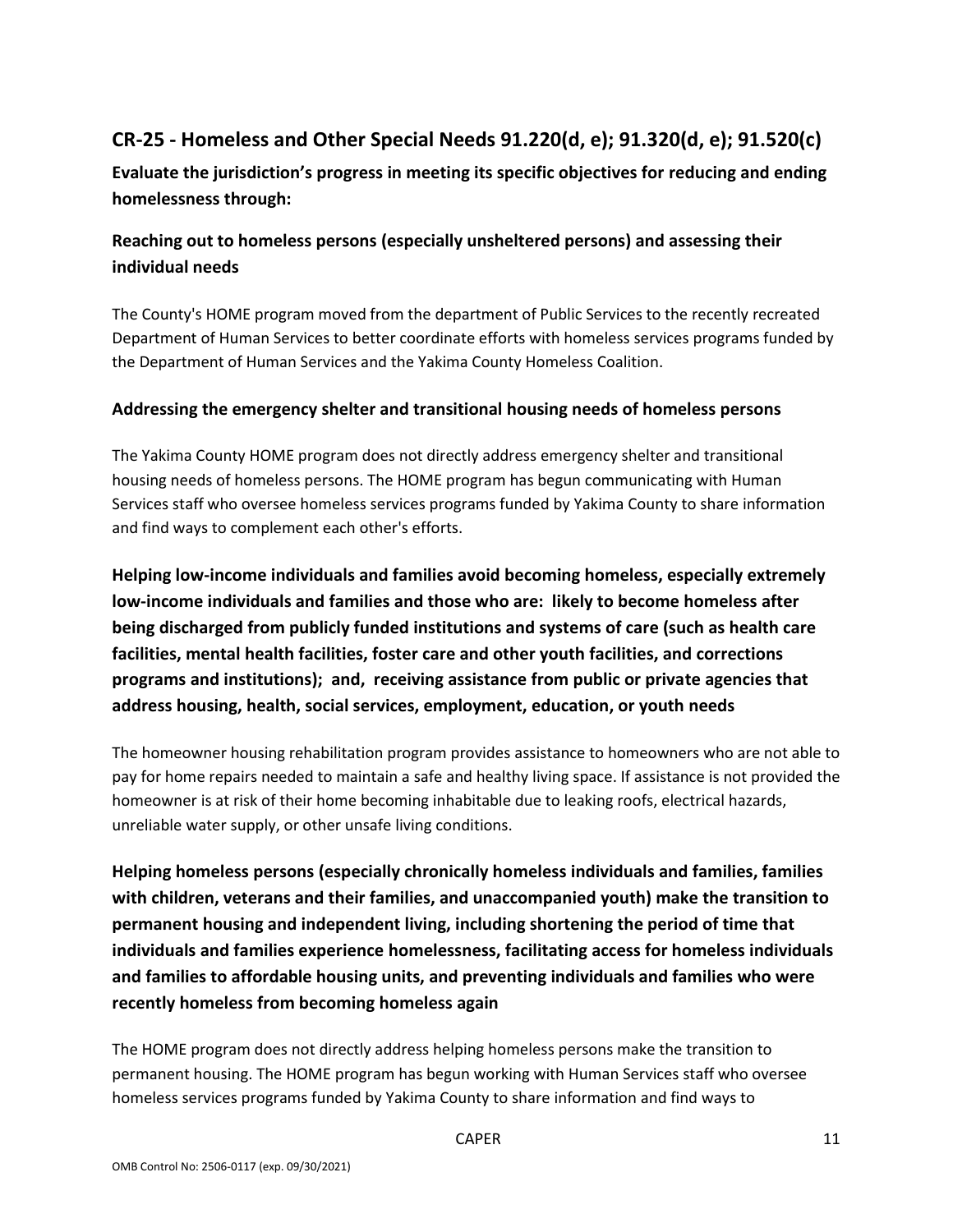## CR-25 - Homeless and Other Special Needs 91.220(d, e); 91.320(d, e); 91.520(c)

### Evaluate the jurisdiction's progress in meeting its specific objectives for reducing and ending homelessness through:

### Reaching out to homeless persons (especially unsheltered persons) and assessing their individual needs

The County's HOME program moved from the department of Public Services to the recently recreated Department of Human Services to better coordinate efforts with homeless services programs funded by the Department of Human Services and the Yakima County Homeless Coalition.

### Addressing the emergency shelter and transitional housing needs of homeless persons

The Yakima County HOME program does not directly address emergency shelter and transitional housing needs of homeless persons. The HOME program has begun communicating with Human Services staff who oversee homeless services programs funded by Yakima County to share information and find ways to complement each other's efforts.

### Helping low-income individuals and families avoid becoming homeless, especially extremely low-income individuals and families and those who are: likely to become homeless after being discharged from publicly funded institutions and systems of care (such as health care facilities, mental health facilities, foster care and other youth facilities, and corrections programs and institutions); and, receiving assistance from public or private agencies that address housing, health, social services, employment, education, or youth needs

The homeowner housing rehabilitation program provides assistance to homeowners who are not able to pay for home repairs needed to maintain a safe and healthy living space. If assistance is not provided the homeowner is at risk of their home becoming inhabitable due to leaking roofs, electrical hazards, unreliable water supply, or other unsafe living conditions.

### Helping homeless persons (especially chronically homeless individuals and families, families with children, veterans and their families, and unaccompanied youth) make the transition to permanent housing and independent living, including shortening the period of time that individuals and families experience homelessness, facilitating access for homeless individuals and families to affordable housing units, and preventing individuals and families who were recently homeless from becoming homeless again

The HOME program does not directly address helping homeless persons make the transition to permanent housing. The HOME program has begun working with Human Services staff who oversee homeless services programs funded by Yakima County to share information and find ways to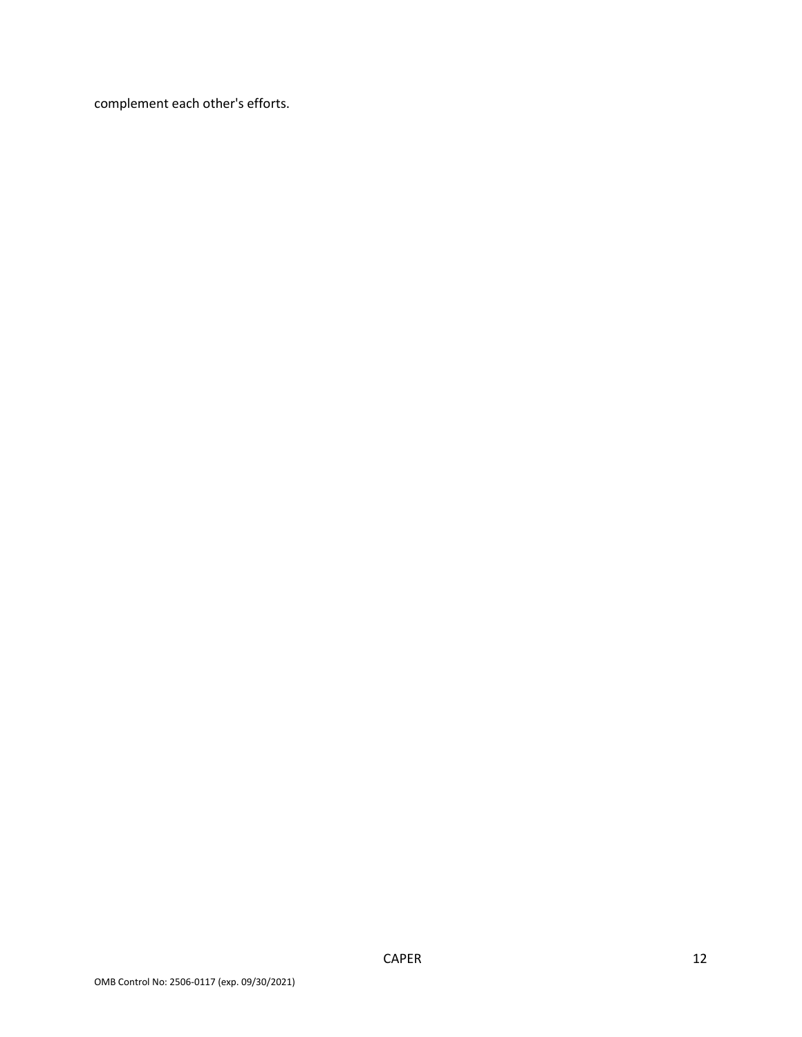complement each other's efforts.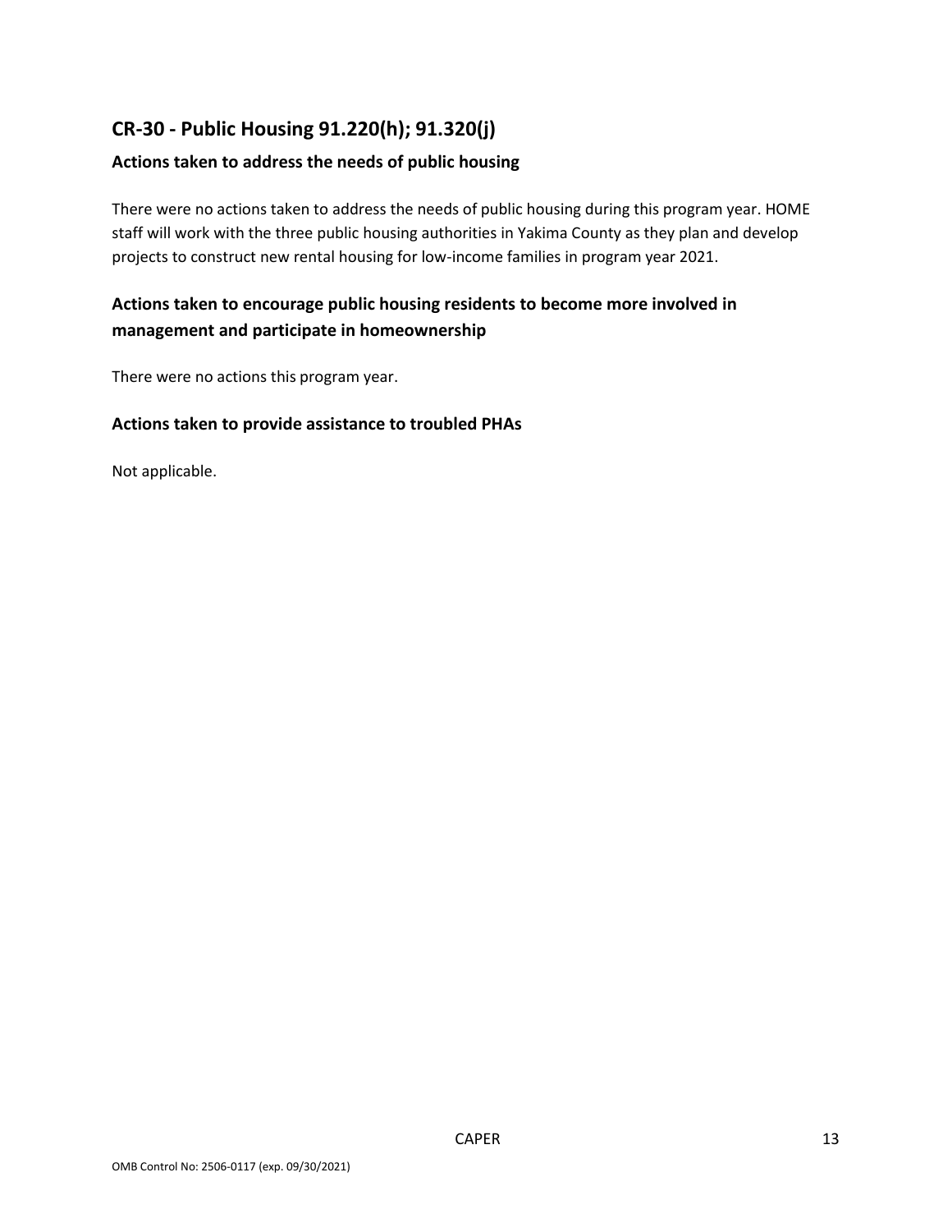## CR-30 - Public Housing 91.220(h); 91.320(j)

### Actions taken to address the needs of public housing

There were no actions taken to address the needs of public housing during this program year. HOME staff will work with the three public housing authorities in Yakima County as they plan and develop projects to construct new rental housing for low-income families in program year 2021.

### Actions taken to encourage public housing residents to become more involved in management and participate in homeownership

There were no actions this program year.

### Actions taken to provide assistance to troubled PHAs

Not applicable.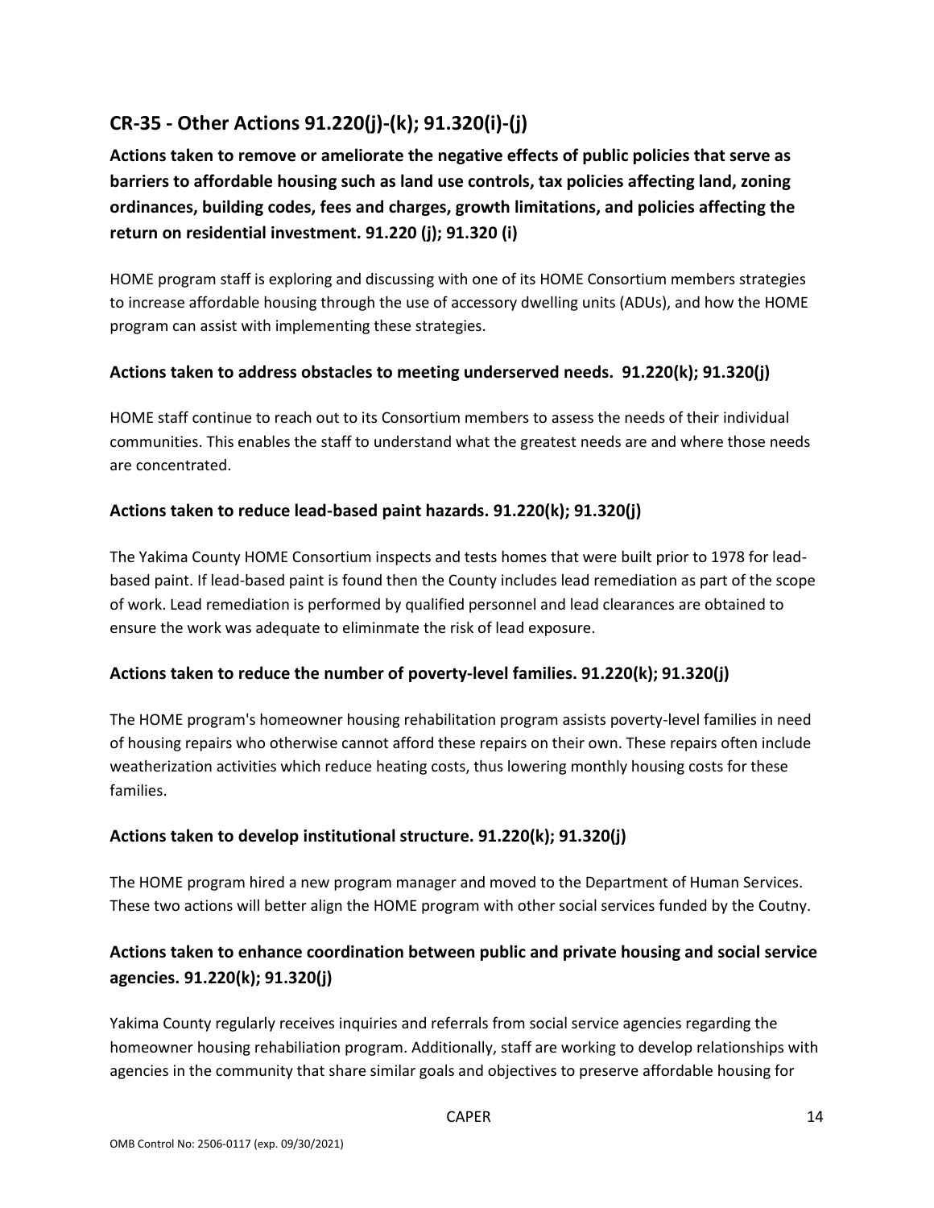## CR-35 - Other Actions 91.220(j)-(k); 91.320(i)-(j)

### Actions taken to remove or ameliorate the negative effects of public policies that serve as barriers to affordable housing such as land use controls, tax policies affecting land, zoning ordinances, building codes, fees and charges, growth limitations, and policies affecting the return on residential investment. 91.220 (j); 91.320 (i)

HOME program staff is exploring and discussing with one of its HOME Consortium members strategies to increase affordable housing through the use of accessory dwelling units (ADUs), and how the HOME program can assist with implementing these strategies.

### Actions taken to address obstacles to meeting underserved needs. 91.220(k); 91.320(j)

HOME staff continue to reach out to its Consortium members to assess the needs of their individual communities. This enables the staff to understand what the greatest needs are and where those needs are concentrated.

### Actions taken to reduce lead-based paint hazards. 91.220(k); 91.320(j)

The Yakima County HOME Consortium inspects and tests homes that were built prior to 1978 for lead-based paint. If lead-based paint is found then the County includes lead remediation as part of the scope of work. Lead remediation is performed by qualified personnel and lead clearances are obtained to ensure the work was adequate to eliminmate the risk of lead exposure.

### Actions taken to reduce the number of poverty-level families. 91.220(k); 91.320(j)

The HOME program's homeowner housing rehabilitation program assists poverty-level families in need of housing repairs who otherwise cannot afford these repairs on their own. These repairs often include weatherization activities which reduce heating costs, thus lowering monthly housing costs for these families.

### Actions taken to develop institutional structure. 91.220(k); 91.320(j)

The HOME program hired a new program manager and moved to the Department of Human Services. These two actions will better align the HOME program with other social services funded by the Coutny.

### Actions taken to enhance coordination between public and private housing and social service agencies. 91.220(k); 91.320(j)

Yakima County regularly receives inquiries and referrals from social service agencies regarding the homeowner housing rehabiliation program. Additionally, staff are working to develop relationships with agencies in the community that share similar goals and objectives to preserve affordable housing for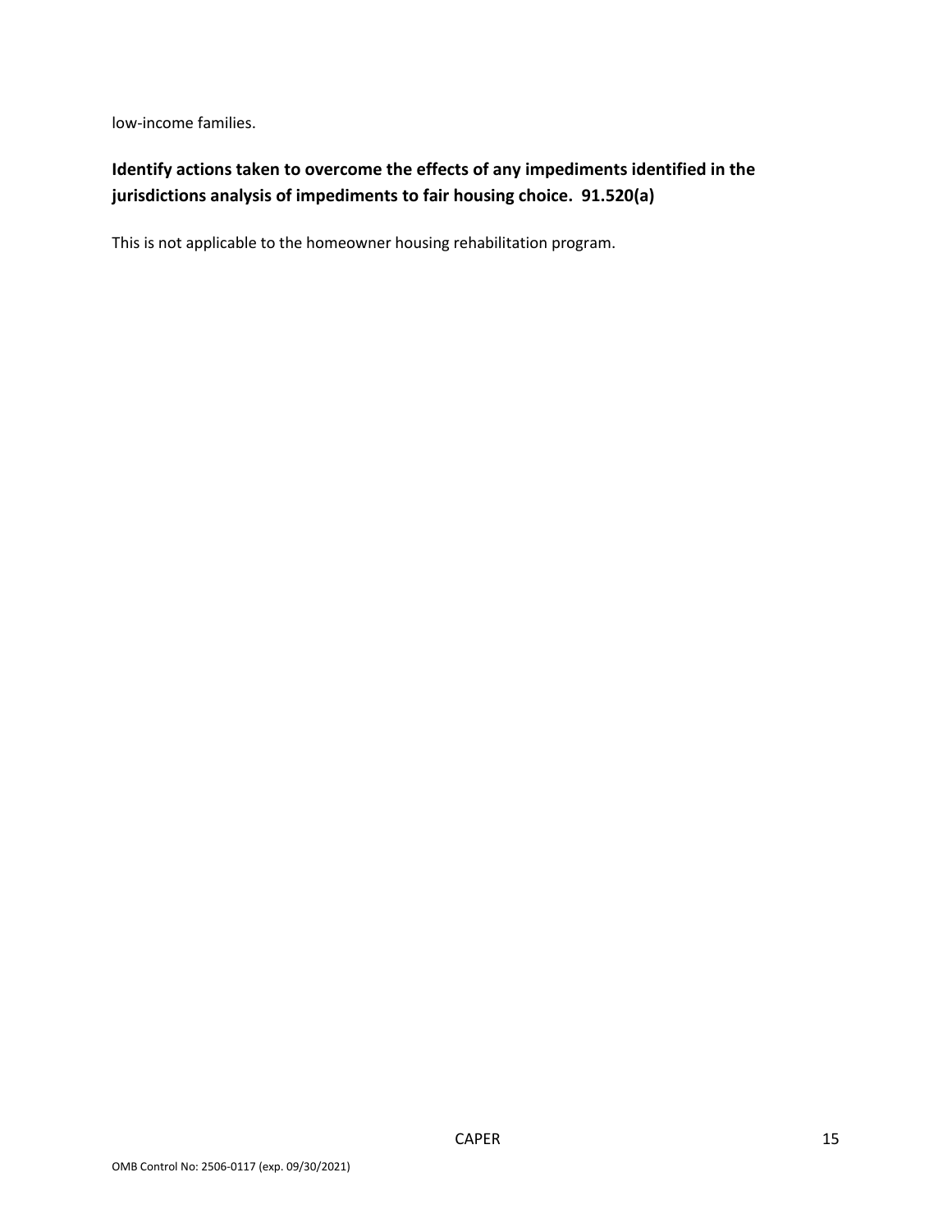low-income families.

**Identify actions taken to overcome the effects of any impediments identified in the jurisdictions analysis of impediments to fair housing choice. 91.520(a)**

This is not applicable to the homeowner housing rehabilitation program.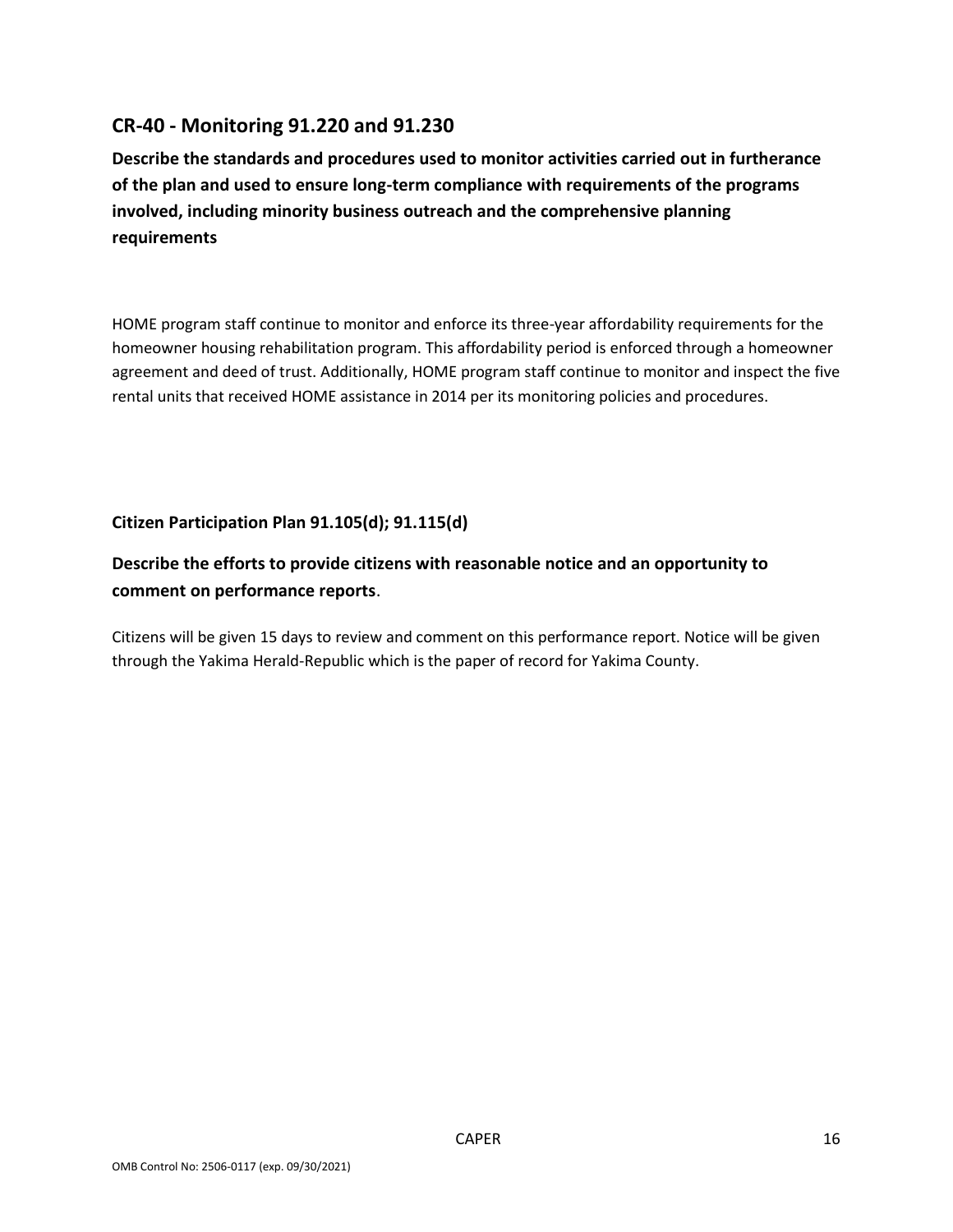## CR-40 - Monitoring 91.220 and 91.230

**Describe the standards and procedures used to monitor activities carried out in furtherance of the plan and used to ensure long-term compliance with requirements of the programs involved, including minority business outreach and the comprehensive planning requirements**

HOME program staff continue to monitor and enforce its three-year affordability requirements for the homeowner housing rehabilitation program. This affordability period is enforced through a homeowner agreement and deed of trust. Additionally, HOME program staff continue to monitor and inspect the five rental units that received HOME assistance in 2014 per its monitoring policies and procedures.

### Citizen Participation Plan 91.105(d); 91.115(d)

**Describe the efforts to provide citizens with reasonable notice and an opportunity to comment on performance reports**.

Citizens will be given 15 days to review and comment on this performance report. Notice will be given through the Yakima Herald-Republic which is the paper of record for Yakima County.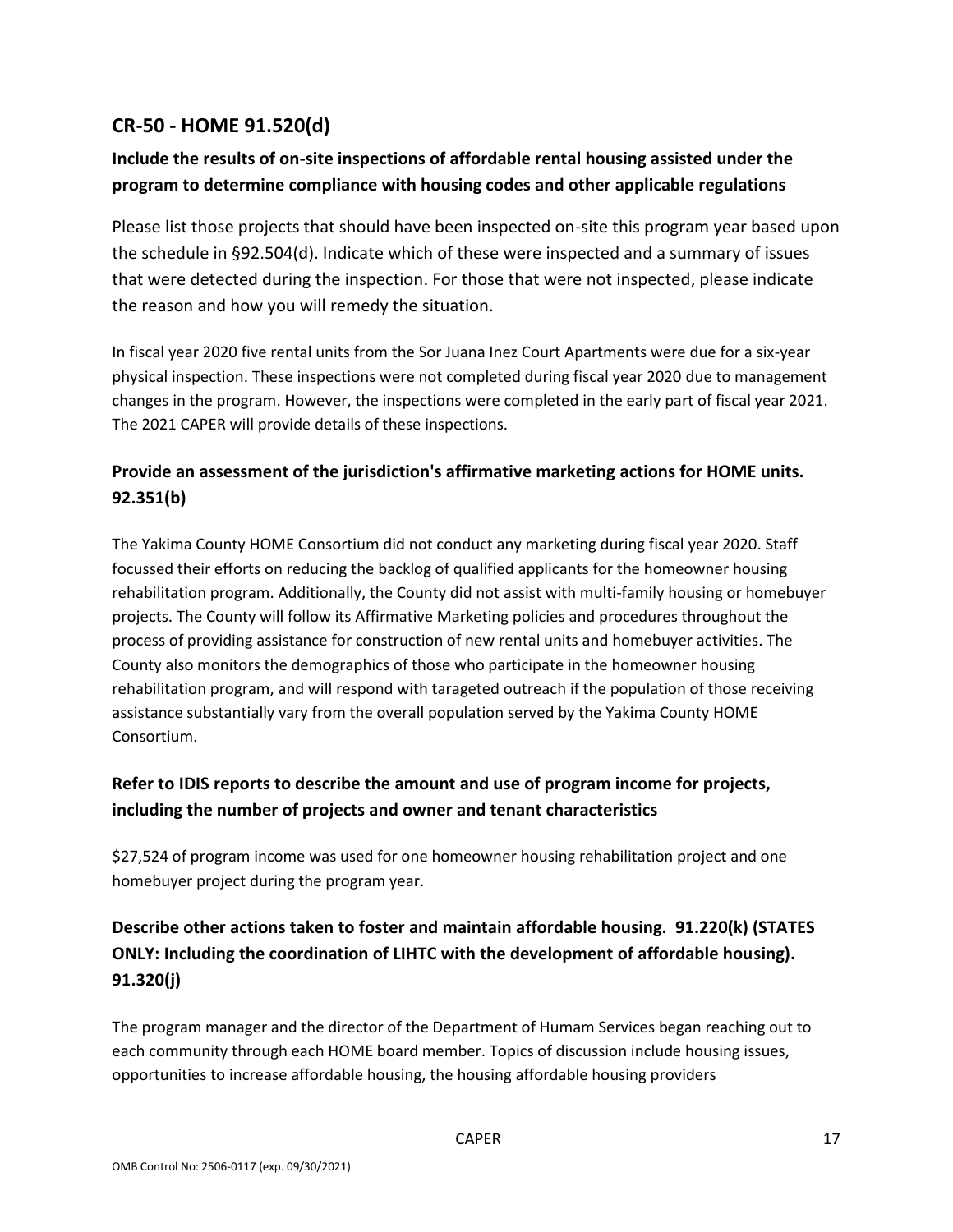## CR-50 - HOME 91.520(d)

### Include the results of on-site inspections of affordable rental housing assisted under the program to determine compliance with housing codes and other applicable regulations

Please list those projects that should have been inspected on-site this program year based upon the schedule in §92.504(d). Indicate which of these were inspected and a summary of issues that were detected during the inspection. For those that were not inspected, please indicate the reason and how you will remedy the situation.

In fiscal year 2020 five rental units from the Sor Juana Inez Court Apartments were due for a six-year physical inspection. These inspections were not completed during fiscal year 2020 due to management changes in the program. However, the inspections were completed in the early part of fiscal year 2021. The 2021 CAPER will provide details of these inspections.

### Provide an assessment of the jurisdiction's affirmative marketing actions for HOME units. 92.351(b)

The Yakima County HOME Consortium did not conduct any marketing during fiscal year 2020. Staff focussed their efforts on reducing the backlog of qualified applicants for the homeowner housing rehabilitation program. Additionally, the County did not assist with multi-family housing or homebuyer projects. The County will follow its Affirmative Marketing policies and procedures throughout the process of providing assistance for construction of new rental units and homebuyer activities. The County also monitors the demographics of those who participate in the homeowner housing rehabilitation program, and will respond with tarageted outreach if the population of those receiving assistance substantially vary from the overall population served by the Yakima County HOME Consortium.

### Refer to IDIS reports to describe the amount and use of program income for projects, including the number of projects and owner and tenant characteristics

$27,524 of program income was used for one homeowner housing rehabilitation project and one homebuyer project during the program year.

### Describe other actions taken to foster and maintain affordable housing. 91.220(k) (STATES ONLY: Including the coordination of LIHTC with the development of affordable housing). 91.320(j)

The program manager and the director of the Department of Humam Services began reaching out to each community through each HOME board member. Topics of discussion include housing issues, opportunities to increase affordable housing, the housing affordable housing providers